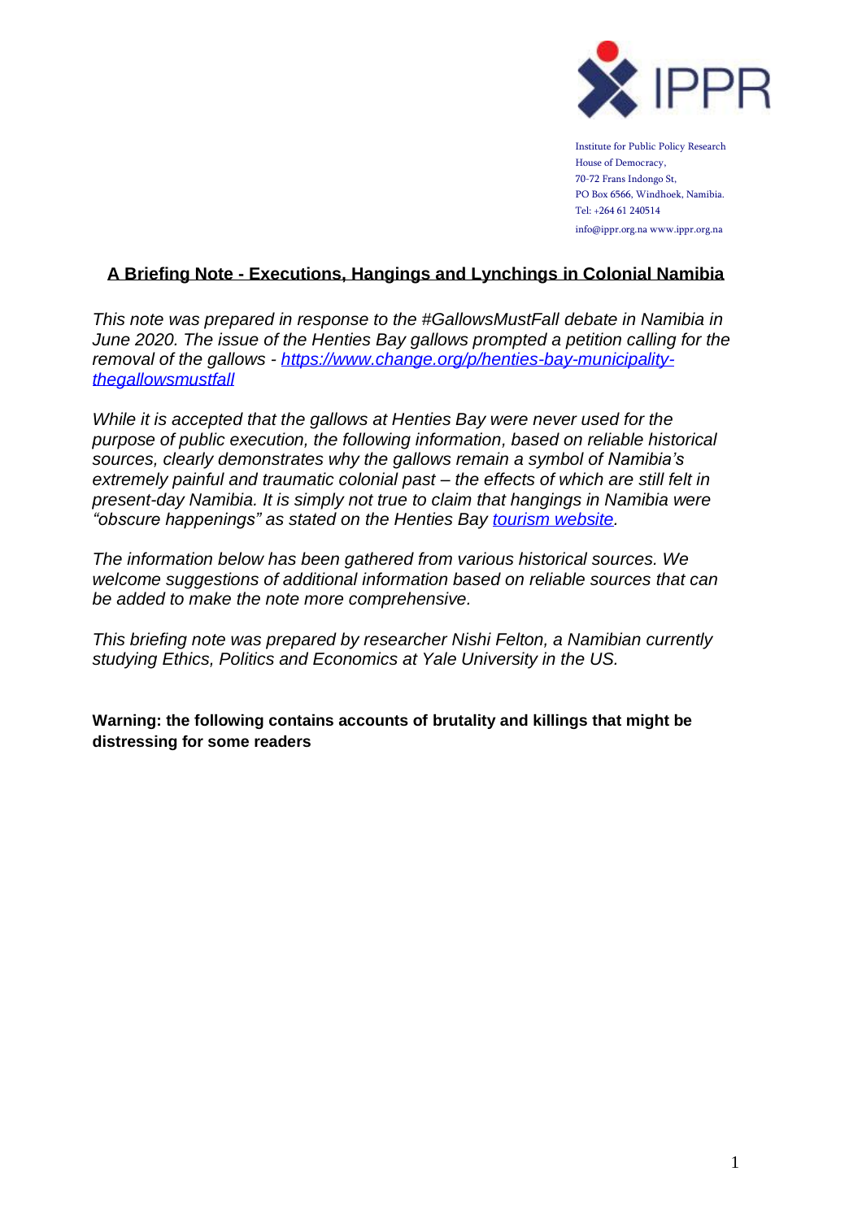Institute for Public Policy Research
House of Democracy,
70-72 Frans Indongo St,
PO Box 6566, Windhoek, Namibia.
Tel: +264 61 240514
info@ippr.org.na www.ippr.org.na

# A Briefing Note - Executions, Hangings and Lynchings in Colonial Namibia

*This note was prepared in response to the #GallowsMustFall debate in Namibia in June 2020. The issue of the Henties Bay gallows prompted a petition calling for the removal of the gallows - [https://www.change.org/p/henties-bay-municipality-thegallowsmustfall](https://www.change.org/p/henties-bay-municipality-thegallowsmustfall)*

*While it is accepted that the gallows at Henties Bay were never used for the purpose of public execution, the following information, based on reliable historical sources, clearly demonstrates why the gallows remain a symbol of Namibia's extremely painful and traumatic colonial past – the effects of which are still felt in present-day Namibia. It is simply not true to claim that hangings in Namibia were "obscure happenings" as stated on the Henties Bay tourism website.*

*The information below has been gathered from various historical sources. We welcome suggestions of additional information based on reliable sources that can be added to make the note more comprehensive.*

*This briefing note was prepared by researcher Nishi Felton, a Namibian currently studying Ethics, Politics and Economics at Yale University in the US.*

**Warning: the following contains accounts of brutality and killings that might be distressing for some readers**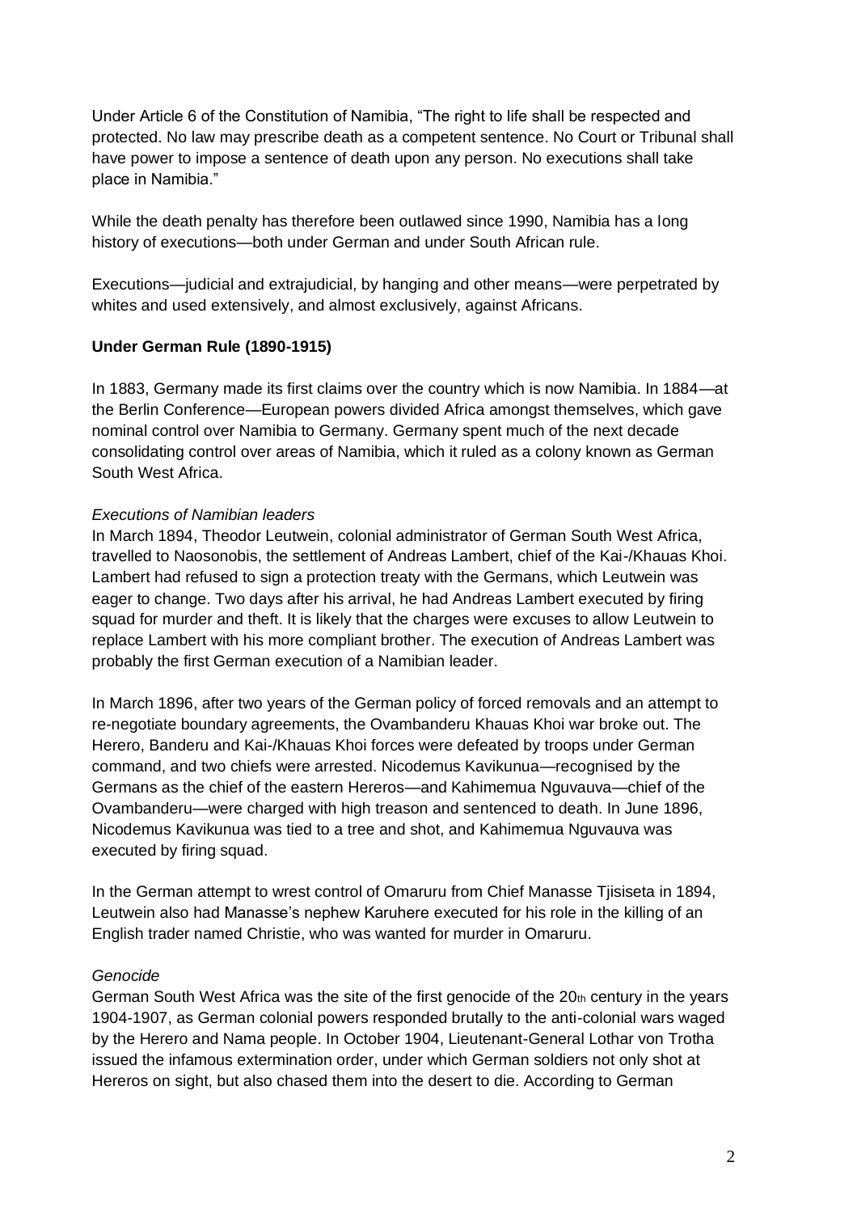Under Article 6 of the Constitution of Namibia, “The right to life shall be respected and protected. No law may prescribe death as a competent sentence. No Court or Tribunal shall have power to impose a sentence of death upon any person. No executions shall take place in Namibia.”

While the death penalty has therefore been outlawed since 1990, Namibia has a long history of executions—both under German and under South African rule.

Executions—judicial and extrajudicial, by hanging and other means—were perpetrated by whites and used extensively, and almost exclusively, against Africans.

**Under German Rule (1890-1915)**

In 1883, Germany made its first claims over the country which is now Namibia. In 1884—at the Berlin Conference—European powers divided Africa amongst themselves, which gave nominal control over Namibia to Germany. Germany spent much of the next decade consolidating control over areas of Namibia, which it ruled as a colony known as German South West Africa.

*Executions of Namibian leaders*

In March 1894, Theodor Leutwein, colonial administrator of German South West Africa, travelled to Naosonobis, the settlement of Andreas Lambert, chief of the Kai-/Khauas Khoi. Lambert had refused to sign a protection treaty with the Germans, which Leutwein was eager to change. Two days after his arrival, he had Andreas Lambert executed by firing squad for murder and theft. It is likely that the charges were excuses to allow Leutwein to replace Lambert with his more compliant brother. The execution of Andreas Lambert was probably the first German execution of a Namibian leader.

In March 1896, after two years of the German policy of forced removals and an attempt to re-negotiate boundary agreements, the Ovambanderu Khauas Khoi war broke out. The Herero, Banderu and Kai-/Khauas Khoi forces were defeated by troops under German command, and two chiefs were arrested. Nicodemus Kavikunua—recognised by the Germans as the chief of the eastern Hereros—and Kahimemua Nguvauva—chief of the Ovambanderu—were charged with high treason and sentenced to death. In June 1896, Nicodemus Kavikunua was tied to a tree and shot, and Kahimemua Nguvauva was executed by firing squad.

In the German attempt to wrest control of Omaruru from Chief Manasse Tjisiseta in 1894, Leutwein also had Manasse’s nephew Karuhere executed for his role in the killing of an English trader named Christie, who was wanted for murder in Omaruru.

*Genocide*

German South West Africa was the site of the first genocide of the 20th century in the years 1904-1907, as German colonial powers responded brutally to the anti-colonial wars waged by the Herero and Nama people. In October 1904, Lieutenant-General Lothar von Trotha issued the infamous extermination order, under which German soldiers not only shot at Hereros on sight, but also chased them into the desert to die. According to German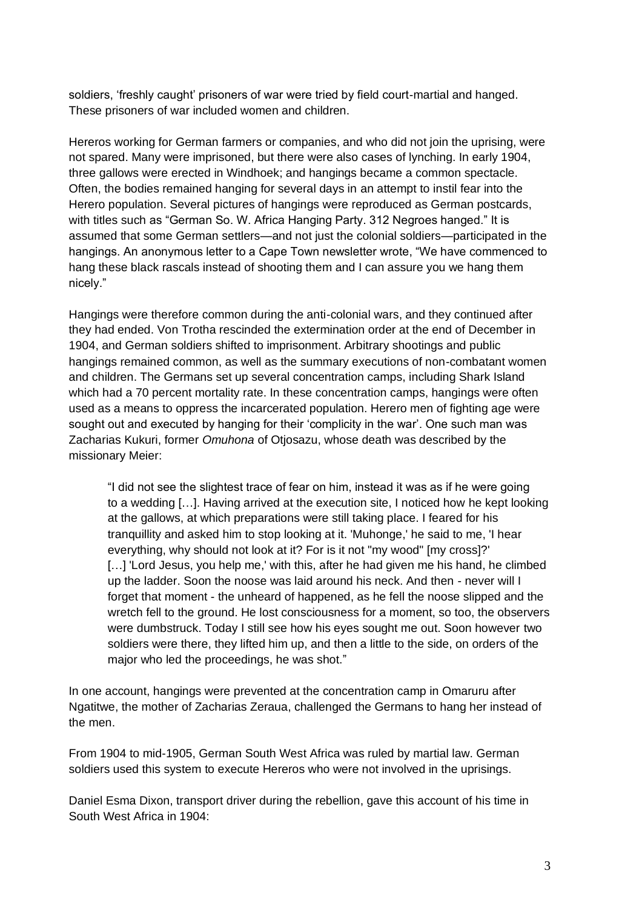soldiers, 'freshly caught' prisoners of war were tried by field court-martial and hanged. These prisoners of war included women and children.

Hereros working for German farmers or companies, and who did not join the uprising, were not spared. Many were imprisoned, but there were also cases of lynching. In early 1904, three gallows were erected in Windhoek; and hangings became a common spectacle. Often, the bodies remained hanging for several days in an attempt to instil fear into the Herero population. Several pictures of hangings were reproduced as German postcards, with titles such as "German So. W. Africa Hanging Party. 312 Negroes hanged." It is assumed that some German settlers—and not just the colonial soldiers—participated in the hangings. An anonymous letter to a Cape Town newsletter wrote, "We have commenced to hang these black rascals instead of shooting them and I can assure you we hang them nicely."

Hangings were therefore common during the anti-colonial wars, and they continued after they had ended. Von Trotha rescinded the extermination order at the end of December in 1904, and German soldiers shifted to imprisonment. Arbitrary shootings and public hangings remained common, as well as the summary executions of non-combatant women and children. The Germans set up several concentration camps, including Shark Island which had a 70 percent mortality rate. In these concentration camps, hangings were often used as a means to oppress the incarcerated population. Herero men of fighting age were sought out and executed by hanging for their 'complicity in the war'. One such man was Zacharias Kukuri, former *Omuhona* of Otjosazu, whose death was described by the missionary Meier:

> "I did not see the slightest trace of fear on him, instead it was as if he were going to a wedding […]. Having arrived at the execution site, I noticed how he kept looking at the gallows, at which preparations were still taking place. I feared for his tranquillity and asked him to stop looking at it. 'Muhonge,' he said to me, 'I hear everything, why should not look at it? For is it not "my wood" [my cross]?' […] 'Lord Jesus, you help me,' with this, after he had given me his hand, he climbed up the ladder. Soon the noose was laid around his neck. And then - never will I forget that moment - the unheard of happened, as he fell the noose slipped and the wretch fell to the ground. He lost consciousness for a moment, so too, the observers were dumbstruck. Today I still see how his eyes sought me out. Soon however two soldiers were there, they lifted him up, and then a little to the side, on orders of the major who led the proceedings, he was shot."

In one account, hangings were prevented at the concentration camp in Omaruru after Ngatitwe, the mother of Zacharias Zeraua, challenged the Germans to hang her instead of the men.

From 1904 to mid-1905, German South West Africa was ruled by martial law. German soldiers used this system to execute Hereros who were not involved in the uprisings.

Daniel Esma Dixon, transport driver during the rebellion, gave this account of his time in South West Africa in 1904: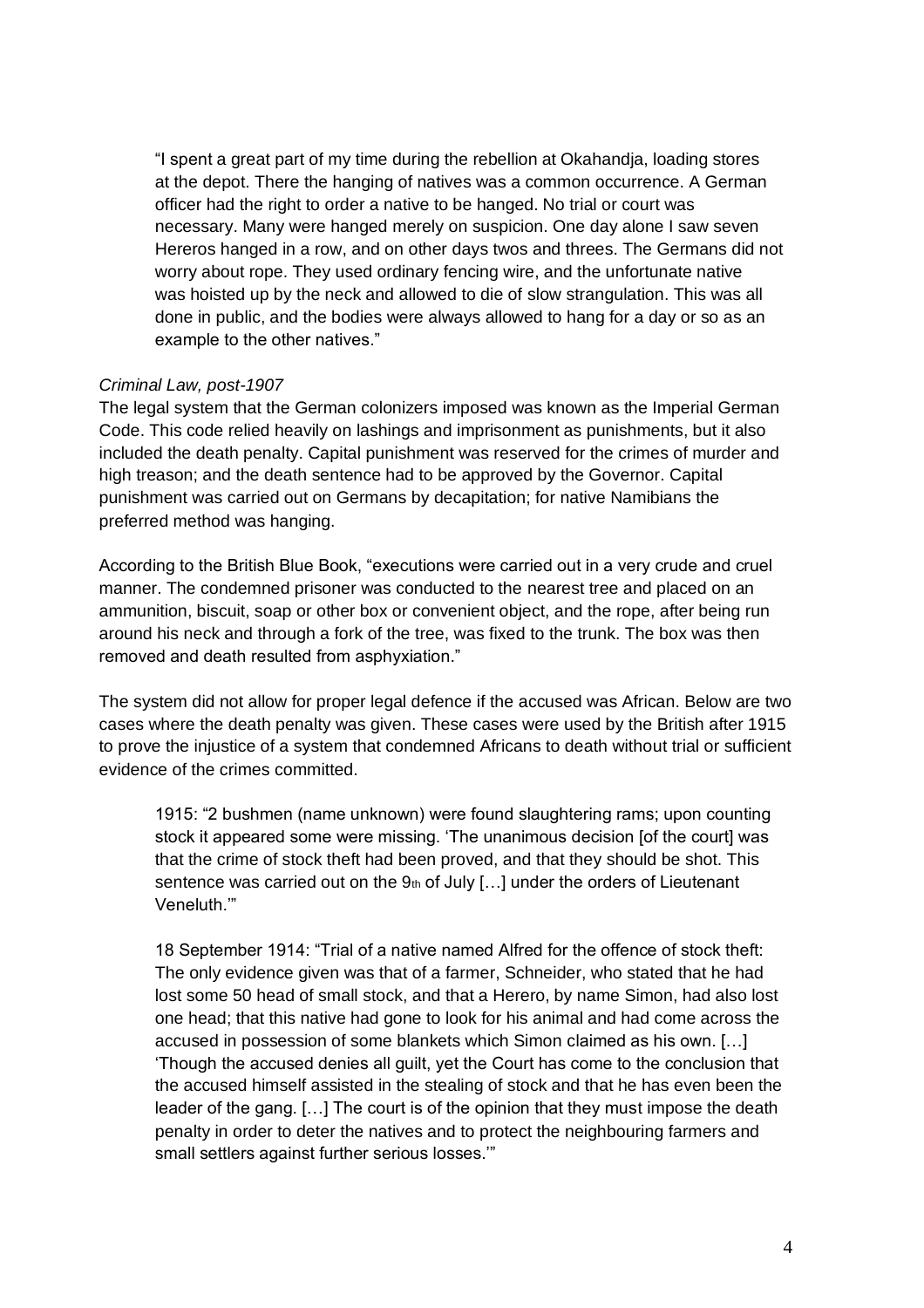> "I spent a great part of my time during the rebellion at Okahandja, loading stores at the depot. There the hanging of natives was a common occurrence. A German officer had the right to order a native to be hanged. No trial or court was necessary. Many were hanged merely on suspicion. One day alone I saw seven Hereros hanged in a row, and on other days twos and threes. The Germans did not worry about rope. They used ordinary fencing wire, and the unfortunate native was hoisted up by the neck and allowed to die of slow strangulation. This was all done in public, and the bodies were always allowed to hang for a day or so as an example to the other natives."

*Criminal Law, post-1907*

The legal system that the German colonizers imposed was known as the Imperial German Code. This code relied heavily on lashings and imprisonment as punishments, but it also included the death penalty. Capital punishment was reserved for the crimes of murder and high treason; and the death sentence had to be approved by the Governor. Capital punishment was carried out on Germans by decapitation; for native Namibians the preferred method was hanging.

According to the British Blue Book, "executions were carried out in a very crude and cruel manner. The condemned prisoner was conducted to the nearest tree and placed on an ammunition, biscuit, soap or other box or convenient object, and the rope, after being run around his neck and through a fork of the tree, was fixed to the trunk. The box was then removed and death resulted from asphyxiation."

The system did not allow for proper legal defence if the accused was African. Below are two cases where the death penalty was given. These cases were used by the British after 1915 to prove the injustice of a system that condemned Africans to death without trial or sufficient evidence of the crimes committed.

> 1915: "2 bushmen (name unknown) were found slaughtering rams; upon counting stock it appeared some were missing. 'The unanimous decision [of the court] was that the crime of stock theft had been proved, and that they should be shot. This sentence was carried out on the 9th of July […] under the orders of Lieutenant Veneluth.'"

> 18 September 1914: "Trial of a native named Alfred for the offence of stock theft: The only evidence given was that of a farmer, Schneider, who stated that he had lost some 50 head of small stock, and that a Herero, by name Simon, had also lost one head; that this native had gone to look for his animal and had come across the accused in possession of some blankets which Simon claimed as his own. […] 'Though the accused denies all guilt, yet the Court has come to the conclusion that the accused himself assisted in the stealing of stock and that he has even been the leader of the gang. […] The court is of the opinion that they must impose the death penalty in order to deter the natives and to protect the neighbouring farmers and small settlers against further serious losses.'"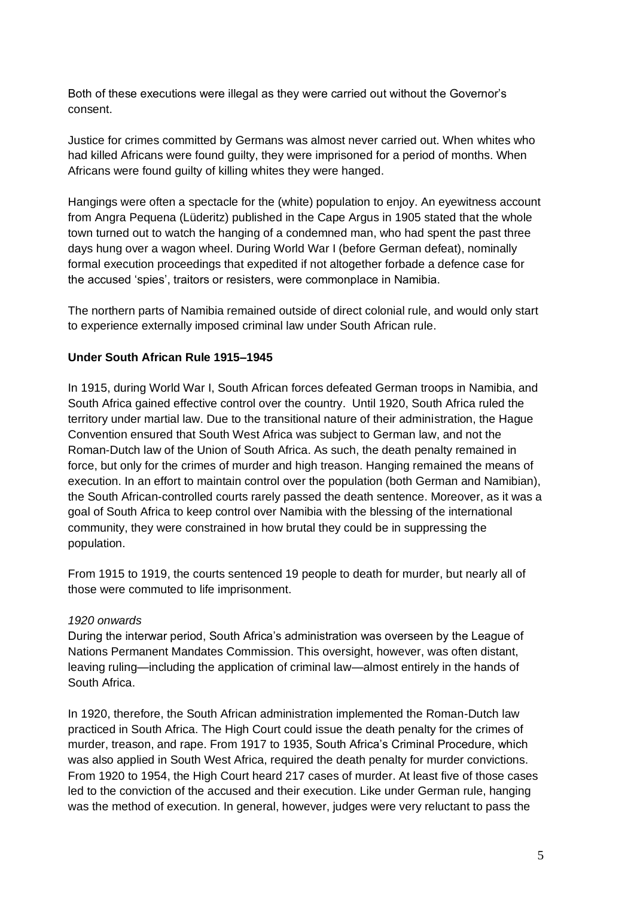Both of these executions were illegal as they were carried out without the Governor's consent.

Justice for crimes committed by Germans was almost never carried out. When whites who had killed Africans were found guilty, they were imprisoned for a period of months. When Africans were found guilty of killing whites they were hanged.

Hangings were often a spectacle for the (white) population to enjoy. An eyewitness account from Angra Pequena (Lüderitz) published in the Cape Argus in 1905 stated that the whole town turned out to watch the hanging of a condemned man, who had spent the past three days hung over a wagon wheel. During World War I (before German defeat), nominally formal execution proceedings that expedited if not altogether forbade a defence case for the accused 'spies', traitors or resisters, were commonplace in Namibia.

The northern parts of Namibia remained outside of direct colonial rule, and would only start to experience externally imposed criminal law under South African rule.

**Under South African Rule 1915–1945**

In 1915, during World War I, South African forces defeated German troops in Namibia, and South Africa gained effective control over the country. Until 1920, South Africa ruled the territory under martial law. Due to the transitional nature of their administration, the Hague Convention ensured that South West Africa was subject to German law, and not the Roman-Dutch law of the Union of South Africa. As such, the death penalty remained in force, but only for the crimes of murder and high treason. Hanging remained the means of execution. In an effort to maintain control over the population (both German and Namibian), the South African-controlled courts rarely passed the death sentence. Moreover, as it was a goal of South Africa to keep control over Namibia with the blessing of the international community, they were constrained in how brutal they could be in suppressing the population.

From 1915 to 1919, the courts sentenced 19 people to death for murder, but nearly all of those were commuted to life imprisonment.

*1920 onwards*

During the interwar period, South Africa's administration was overseen by the League of Nations Permanent Mandates Commission. This oversight, however, was often distant, leaving ruling—including the application of criminal law—almost entirely in the hands of South Africa.

In 1920, therefore, the South African administration implemented the Roman-Dutch law practiced in South Africa. The High Court could issue the death penalty for the crimes of murder, treason, and rape. From 1917 to 1935, South Africa's Criminal Procedure, which was also applied in South West Africa, required the death penalty for murder convictions. From 1920 to 1954, the High Court heard 217 cases of murder. At least five of those cases led to the conviction of the accused and their execution. Like under German rule, hanging was the method of execution. In general, however, judges were very reluctant to pass the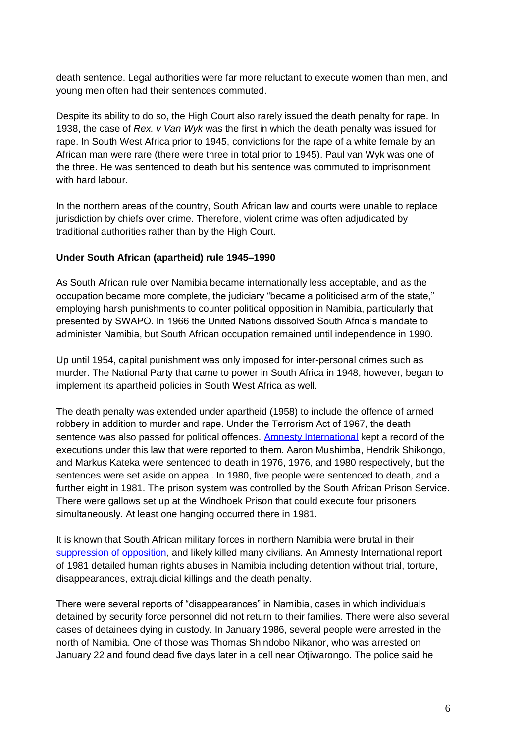death sentence. Legal authorities were far more reluctant to execute women than men, and young men often had their sentences commuted.

Despite its ability to do so, the High Court also rarely issued the death penalty for rape. In 1938, the case of *Rex. v Van Wyk* was the first in which the death penalty was issued for rape. In South West Africa prior to 1945, convictions for the rape of a white female by an African man were rare (there were three in total prior to 1945). Paul van Wyk was one of the three. He was sentenced to death but his sentence was commuted to imprisonment with hard labour.

In the northern areas of the country, South African law and courts were unable to replace jurisdiction by chiefs over crime. Therefore, violent crime was often adjudicated by traditional authorities rather than by the High Court.

**Under South African (apartheid) rule 1945–1990**

As South African rule over Namibia became internationally less acceptable, and as the occupation became more complete, the judiciary "became a politicised arm of the state," employing harsh punishments to counter political opposition in Namibia, particularly that presented by SWAPO. In 1966 the United Nations dissolved South Africa's mandate to administer Namibia, but South African occupation remained until independence in 1990.

Up until 1954, capital punishment was only imposed for inter-personal crimes such as murder. The National Party that came to power in South Africa in 1948, however, began to implement its apartheid policies in South West Africa as well.

The death penalty was extended under apartheid (1958) to include the offence of armed robbery in addition to murder and rape. Under the Terrorism Act of 1967, the death sentence was also passed for political offences. Amnesty International kept a record of the executions under this law that were reported to them. Aaron Mushimba, Hendrik Shikongo, and Markus Kateka were sentenced to death in 1976, 1976, and 1980 respectively, but the sentences were set aside on appeal. In 1980, five people were sentenced to death, and a further eight in 1981. The prison system was controlled by the South African Prison Service. There were gallows set up at the Windhoek Prison that could execute four prisoners simultaneously. At least one hanging occurred there in 1981.

It is known that South African military forces in northern Namibia were brutal in their suppression of opposition, and likely killed many civilians. An Amnesty International report of 1981 detailed human rights abuses in Namibia including detention without trial, torture, disappearances, extrajudicial killings and the death penalty.

There were several reports of "disappearances" in Namibia, cases in which individuals detained by security force personnel did not return to their families. There were also several cases of detainees dying in custody. In January 1986, several people were arrested in the north of Namibia. One of those was Thomas Shindobo Nikanor, who was arrested on January 22 and found dead five days later in a cell near Otjiwarongo. The police said he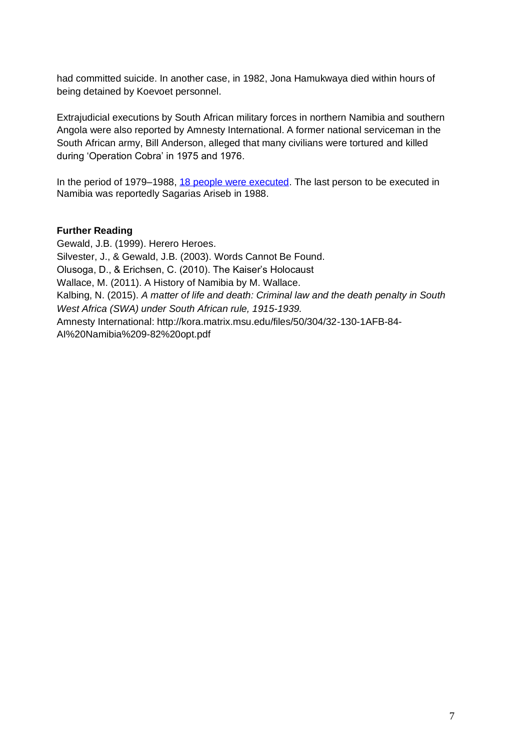had committed suicide. In another case, in 1982, Jona Hamukwaya died within hours of being detained by Koevoet personnel.

Extrajudicial executions by South African military forces in northern Namibia and southern Angola were also reported by Amnesty International. A former national serviceman in the South African army, Bill Anderson, alleged that many civilians were tortured and killed during 'Operation Cobra' in 1975 and 1976.

In the period of 1979–1988, 18 people were executed. The last person to be executed in Namibia was reportedly Sagarias Ariseb in 1988.

**Further Reading**

Gewald, J.B. (1999). Herero Heroes.
Silvester, J., & Gewald, J.B. (2003). Words Cannot Be Found.
Olusoga, D., & Erichsen, C. (2010). The Kaiser's Holocaust
Wallace, M. (2011). A History of Namibia by M. Wallace.
Kalbing, N. (2015). *A matter of life and death: Criminal law and the death penalty in South West Africa (SWA) under South African rule, 1915-1939.*
Amnesty International: http://kora.matrix.msu.edu/files/50/304/32-130-1AFB-84-AI%20Namibia%209-82%20opt.pdf